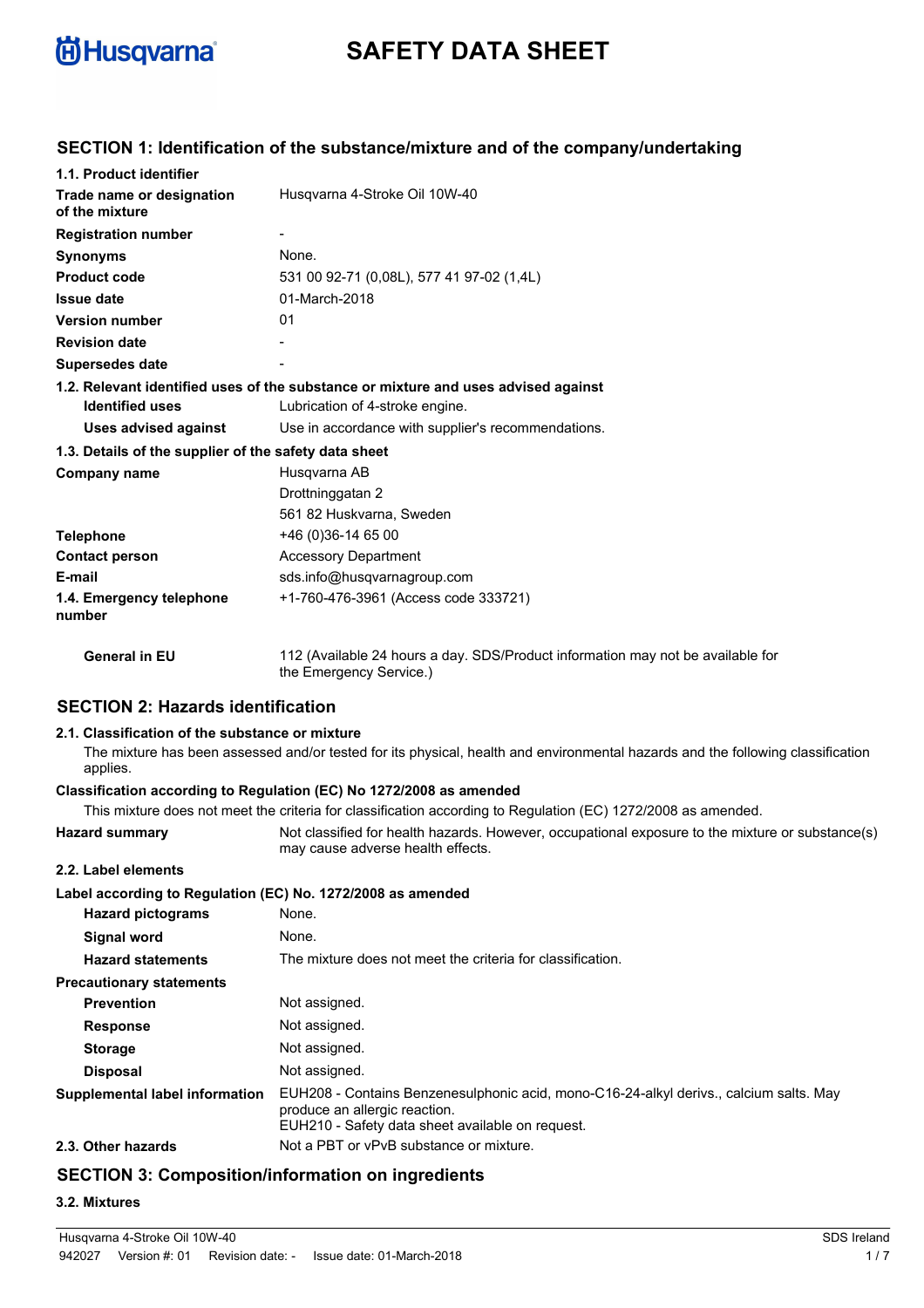# SAFETY DATA SHEET

## SECTION 1: Identification of the substance/mixture and of the company/undertaking

### 1.1. Product identifier

| | |
|---|---|
| **Trade name or designation of the mixture** | Husqvarna 4-Stroke Oil 10W-40 |
| **Registration number** | - |
| **Synonyms** | None. |
| **Product code** | 531 00 92-71 (0,08L), 577 41 97-02 (1,4L) |
| **Issue date** | 01-March-2018 |
| **Version number** | 01 |
| **Revision date** | - |
| **Supersedes date** | - |

### 1.2. Relevant identified uses of the substance or mixture and uses advised against

| | |
|---|---|
| **Identified uses** | Lubrication of 4-stroke engine. |
| **Uses advised against** | Use in accordance with supplier's recommendations. |

### 1.3. Details of the supplier of the safety data sheet

| | |
|---|---|
| **Company name** | Husqvarna AB<br>Drottninggatan 2<br>561 82 Huskvarna, Sweden |
| **Telephone** | +46 (0)36-14 65 00 |
| **Contact person** | Accessory Department |
| **E-mail** | sds.info@husqvarnagroup.com |
| **1.4. Emergency telephone number** | +1-760-476-3961 (Access code 333721) |
| **General in EU** | 112 (Available 24 hours a day. SDS/Product information may not be available for the Emergency Service.) |

## SECTION 2: Hazards identification

### 2.1. Classification of the substance or mixture

The mixture has been assessed and/or tested for its physical, health and environmental hazards and the following classification applies.

**Classification according to Regulation (EC) No 1272/2008 as amended**

This mixture does not meet the criteria for classification according to Regulation (EC) 1272/2008 as amended.

| | |
|---|---|
| **Hazard summary** | Not classified for health hazards. However, occupational exposure to the mixture or substance(s) may cause adverse health effects. |

### 2.2. Label elements

**Label according to Regulation (EC) No. 1272/2008 as amended**

| | |
|---|---|
| **Hazard pictograms** | None. |
| **Signal word** | None. |
| **Hazard statements** | The mixture does not meet the criteria for classification. |

**Precautionary statements**

| | |
|---|---|
| **Prevention** | Not assigned. |
| **Response** | Not assigned. |
| **Storage** | Not assigned. |
| **Disposal** | Not assigned. |
| **Supplemental label information** | EUH208 - Contains Benzenesulphonic acid, mono-C16-24-alkyl derivs., calcium salts. May produce an allergic reaction.<br>EUH210 - Safety data sheet available on request. |
| **2.3. Other hazards** | Not a PBT or vPvB substance or mixture. |

## SECTION 3: Composition/information on ingredients

### 3.2. Mixtures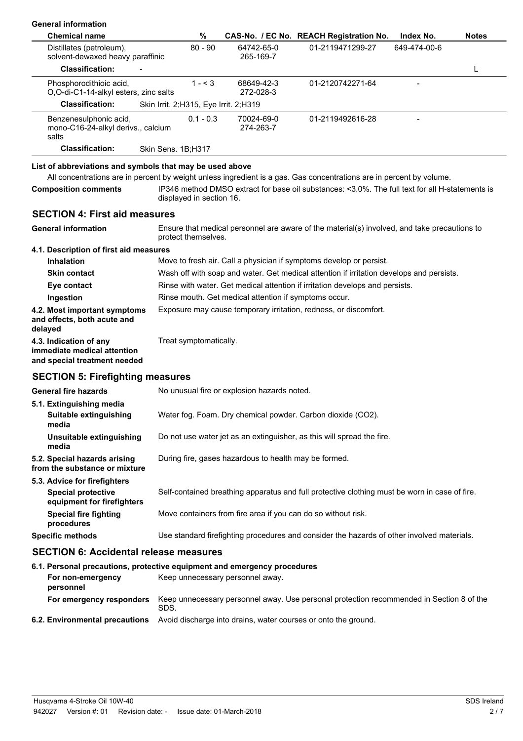**General information**

| Chemical name | % | CAS-No. / EC No. | REACH Registration No. | Index No. | Notes |
|---|---|---|---|---|---|
| Distillates (petroleum), solvent-dewaxed heavy paraffinic | 80 - 90 | 64742-65-0 265-169-7 | 01-2119471299-27 | 649-474-00-6 | |
| **Classification:** - | | | | | L |
| Phosphorodithioic acid, O,O-di-C1-14-alkyl esters, zinc salts | 1 - < 3 | 68649-42-3 272-028-3 | 01-2120742271-64 | - | |
| **Classification:** Skin Irrit. 2;H315, Eye Irrit. 2;H319 | | | | | |
| Benzenesulphonic acid, mono-C16-24-alkyl derivs., calcium salts | 0.1 - 0.3 | 70024-69-0 274-263-7 | 01-2119492616-28 | - | |
| **Classification:** Skin Sens. 1B;H317 | | | | | |

**List of abbreviations and symbols that may be used above**

All concentrations are in percent by weight unless ingredient is a gas. Gas concentrations are in percent by volume.

**Composition comments** IP346 method DMSO extract for base oil substances: <3.0%. The full text for all H-statements is displayed in section 16.

## SECTION 4: First aid measures

**General information** Ensure that medical personnel are aware of the material(s) involved, and take precautions to protect themselves.

**4.1. Description of first aid measures**

- **Inhalation** Move to fresh air. Call a physician if symptoms develop or persist.
- **Skin contact** Wash off with soap and water. Get medical attention if irritation develops and persists.
- **Eye contact** Rinse with water. Get medical attention if irritation develops and persists.
- **Ingestion** Rinse mouth. Get medical attention if symptoms occur.

**4.2. Most important symptoms and effects, both acute and delayed** Exposure may cause temporary irritation, redness, or discomfort.

**4.3. Indication of any immediate medical attention and special treatment needed** Treat symptomatically.

## SECTION 5: Firefighting measures

**General fire hazards** No unusual fire or explosion hazards noted.

**5.1. Extinguishing media**

- **Suitable extinguishing media** Water fog. Foam. Dry chemical powder. Carbon dioxide ($CO_2$).
- **Unsuitable extinguishing media** Do not use water jet as an extinguisher, as this will spread the fire.

**5.2. Special hazards arising from the substance or mixture** During fire, gases hazardous to health may be formed.

**5.3. Advice for firefighters**

- **Special protective equipment for firefighters** Self-contained breathing apparatus and full protective clothing must be worn in case of fire.
- **Special fire fighting procedures** Move containers from fire area if you can do so without risk.

**Specific methods** Use standard firefighting procedures and consider the hazards of other involved materials.

## SECTION 6: Accidental release measures

**6.1. Personal precautions, protective equipment and emergency procedures**

- **For non-emergency personnel** Keep unnecessary personnel away.
- **For emergency responders** Keep unnecessary personnel away. Use personal protection recommended in Section 8 of the SDS.

**6.2. Environmental precautions** Avoid discharge into drains, water courses or onto the ground.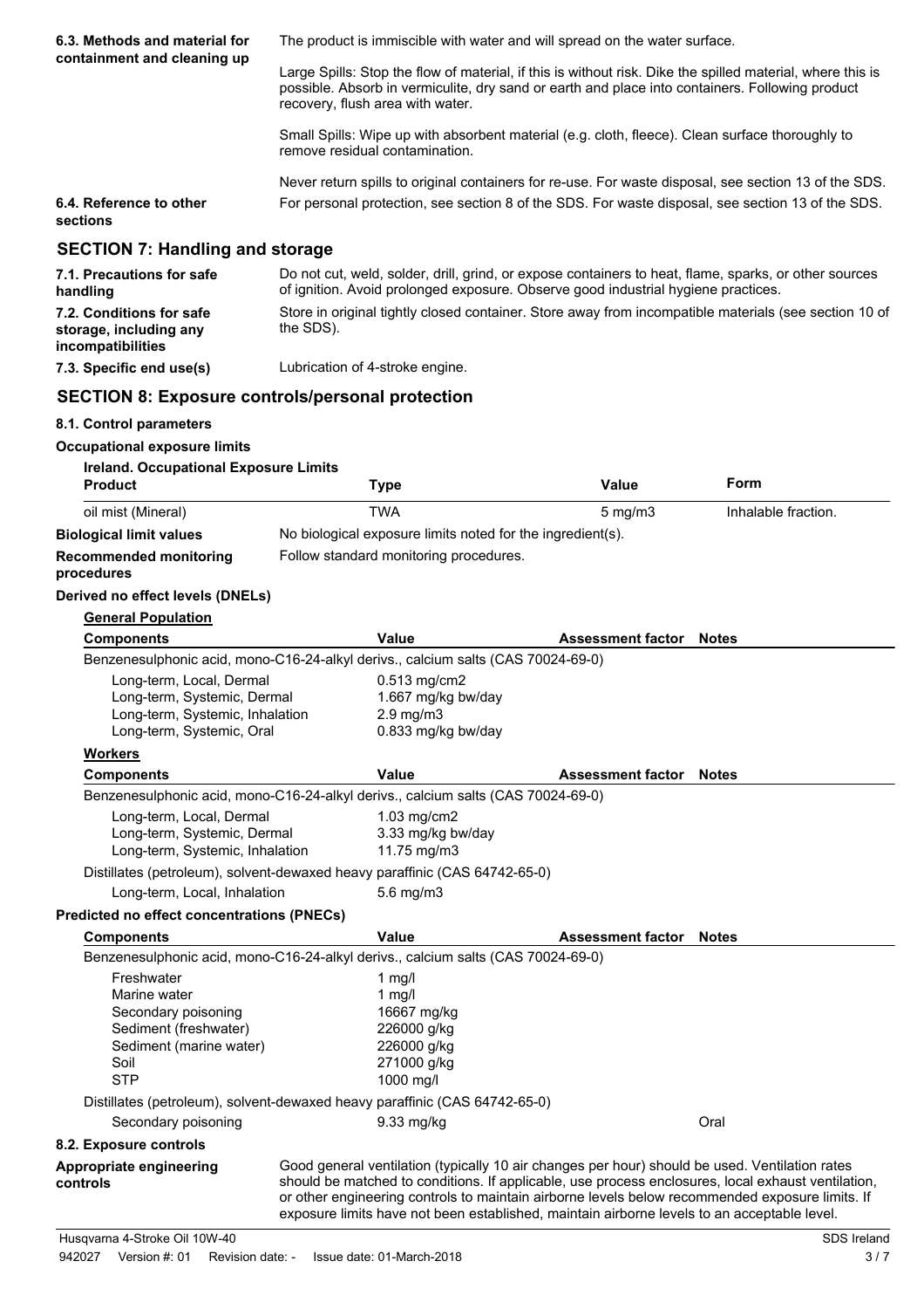| | |
|---|---|
| **6.3. Methods and material for containment and cleaning up** | The product is immiscible with water and will spread on the water surface.<br><br>Large Spills: Stop the flow of material, if this is without risk. Dike the spilled material, where this is possible. Absorb in vermiculite, dry sand or earth and place into containers. Following product recovery, flush area with water.<br><br>Small Spills: Wipe up with absorbent material (e.g. cloth, fleece). Clean surface thoroughly to remove residual contamination.<br><br>Never return spills to original containers for re-use. For waste disposal, see section 13 of the SDS. |
| **6.4. Reference to other sections** | For personal protection, see section 8 of the SDS. For waste disposal, see section 13 of the SDS. |

## SECTION 7: Handling and storage

| | |
|---|---|
| **7.1. Precautions for safe handling** | Do not cut, weld, solder, drill, grind, or expose containers to heat, flame, sparks, or other sources of ignition. Avoid prolonged exposure. Observe good industrial hygiene practices. |
| **7.2. Conditions for safe storage, including any incompatibilities** | Store in original tightly closed container. Store away from incompatible materials (see section 10 of the SDS). |
| **7.3. Specific end use(s)** | Lubrication of 4-stroke engine. |

## SECTION 8: Exposure controls/personal protection

### 8.1. Control parameters

**Occupational exposure limits**

**Ireland. Occupational Exposure Limits**

| Product | Type | Value | Form |
|---|---|---|---|
| oil mist (Mineral) | TWA | 5 mg/m3 | Inhalable fraction. |

| | |
|---|---|
| **Biological limit values** | No biological exposure limits noted for the ingredient(s). |
| **Recommended monitoring procedures** | Follow standard monitoring procedures. |

**Derived no effect levels (DNELs)**

**General Population**

| Components | Value | Assessment factor | Notes |
|---|---|---|---|
| Benzenesulphonic acid, mono-C16-24-alkyl derivs., calcium salts (CAS 70024-69-0) | | | |
| Long-term, Local, Dermal | 0.513 mg/cm2 | | |
| Long-term, Systemic, Dermal | 1.667 mg/kg bw/day | | |
| Long-term, Systemic, Inhalation | 2.9 mg/m3 | | |
| Long-term, Systemic, Oral | 0.833 mg/kg bw/day | | |

**Workers**

| Components | Value | Assessment factor | Notes |
|---|---|---|---|
| Benzenesulphonic acid, mono-C16-24-alkyl derivs., calcium salts (CAS 70024-69-0) | | | |
| Long-term, Local, Dermal | 1.03 mg/cm2 | | |
| Long-term, Systemic, Dermal | 3.33 mg/kg bw/day | | |
| Long-term, Systemic, Inhalation | 11.75 mg/m3 | | |
| Distillates (petroleum), solvent-dewaxed heavy paraffinic (CAS 64742-65-0) | | | |
| Long-term, Local, Inhalation | 5.6 mg/m3 | | |

**Predicted no effect concentrations (PNECs)**

| Components | Value | Assessment factor | Notes |
|---|---|---|---|
| Benzenesulphonic acid, mono-C16-24-alkyl derivs., calcium salts (CAS 70024-69-0) | | | |
| Freshwater | 1 mg/l | | |
| Marine water | 1 mg/l | | |
| Secondary poisoning | 16667 mg/kg | | |
| Sediment (freshwater) | 226000 g/kg | | |
| Sediment (marine water) | 226000 g/kg | | |
| Soil | 271000 g/kg | | |
| STP | 1000 mg/l | | |
| Distillates (petroleum), solvent-dewaxed heavy paraffinic (CAS 64742-65-0) | | | |
| Secondary poisoning | 9.33 mg/kg | | Oral |

### 8.2. Exposure controls

| | |
|---|---|
| **Appropriate engineering controls** | Good general ventilation (typically 10 air changes per hour) should be used. Ventilation rates should be matched to conditions. If applicable, use process enclosures, local exhaust ventilation, or other engineering controls to maintain airborne levels below recommended exposure limits. If exposure limits have not been established, maintain airborne levels to an acceptable level. |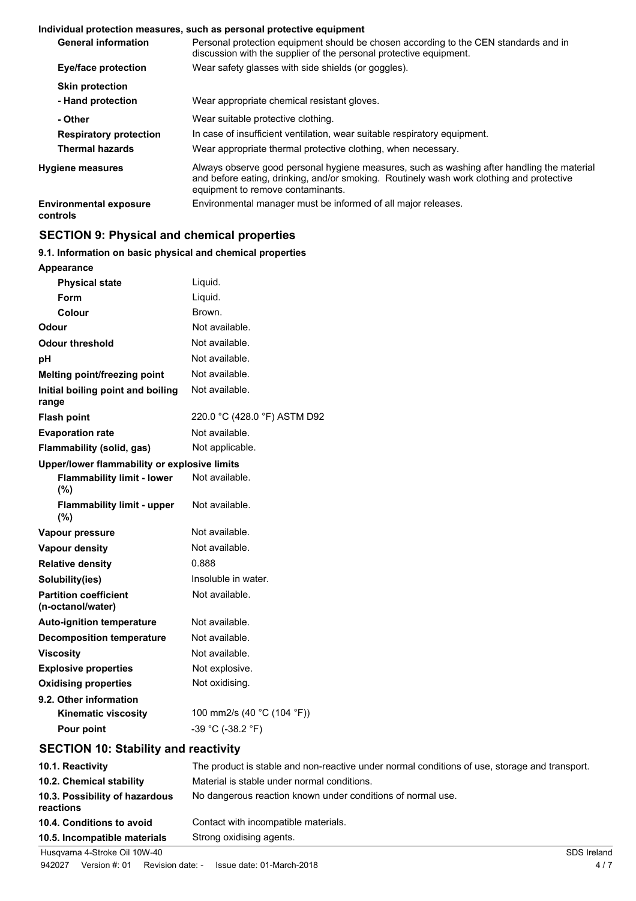**Individual protection measures, such as personal protective equipment**

| | |
|---|---|
| **General information** | Personal protection equipment should be chosen according to the CEN standards and in discussion with the supplier of the personal protective equipment. |
| **Eye/face protection** | Wear safety glasses with side shields (or goggles). |
| **Skin protection** | |
| **- Hand protection** | Wear appropriate chemical resistant gloves. |
| **- Other** | Wear suitable protective clothing. |
| **Respiratory protection** | In case of insufficient ventilation, wear suitable respiratory equipment. |
| **Thermal hazards** | Wear appropriate thermal protective clothing, when necessary. |
| **Hygiene measures** | Always observe good personal hygiene measures, such as washing after handling the material and before eating, drinking, and/or smoking. Routinely wash work clothing and protective equipment to remove contaminants. |
| **Environmental exposure controls** | Environmental manager must be informed of all major releases. |

## SECTION 9: Physical and chemical properties

**9.1. Information on basic physical and chemical properties**

| | |
|---|---|
| **Appearance** | |
| **Physical state** | Liquid. |
| **Form** | Liquid. |
| **Colour** | Brown. |
| **Odour** | Not available. |
| **Odour threshold** | Not available. |
| **pH** | Not available. |
| **Melting point/freezing point** | Not available. |
| **Initial boiling point and boiling range** | Not available. |
| **Flash point** | 220.0 °C (428.0 °F) ASTM D92 |
| **Evaporation rate** | Not available. |
| **Flammability (solid, gas)** | Not applicable. |
| **Upper/lower flammability or explosive limits** | |
| **Flammability limit - lower (%)** | Not available. |
| **Flammability limit - upper (%)** | Not available. |
| **Vapour pressure** | Not available. |
| **Vapour density** | Not available. |
| **Relative density** | 0.888 |
| **Solubility(ies)** | Insoluble in water. |
| **Partition coefficient (n-octanol/water)** | Not available. |
| **Auto-ignition temperature** | Not available. |
| **Decomposition temperature** | Not available. |
| **Viscosity** | Not available. |
| **Explosive properties** | Not explosive. |
| **Oxidising properties** | Not oxidising. |
| **9.2. Other information** | |
| **Kinematic viscosity** | 100 mm2/s (40 °C (104 °F)) |
| **Pour point** | -39 °C (-38.2 °F) |

## SECTION 10: Stability and reactivity

| | |
|---|---|
| **10.1. Reactivity** | The product is stable and non-reactive under normal conditions of use, storage and transport. |
| **10.2. Chemical stability** | Material is stable under normal conditions. |
| **10.3. Possibility of hazardous reactions** | No dangerous reaction known under conditions of normal use. |
| **10.4. Conditions to avoid** | Contact with incompatible materials. |
| **10.5. Incompatible materials** | Strong oxidising agents. |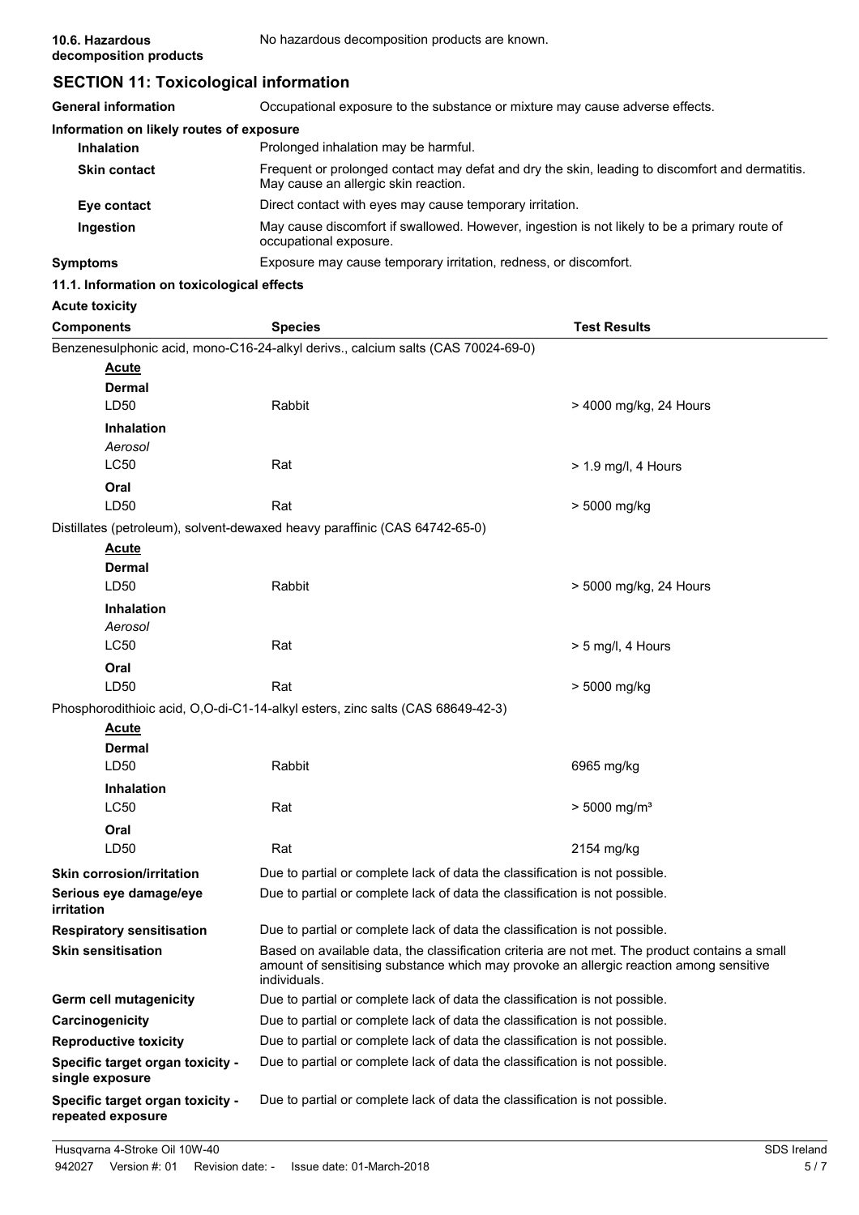| | |
|---|---|
| **10.6. Hazardous decomposition products** | No hazardous decomposition products are known. |

## SECTION 11: Toxicological information

| | |
|---|---|
| **General information** | Occupational exposure to the substance or mixture may cause adverse effects. |

**Information on likely routes of exposure**

| | |
|---|---|
| **Inhalation** | Prolonged inhalation may be harmful. |
| **Skin contact** | Frequent or prolonged contact may defat and dry the skin, leading to discomfort and dermatitis. May cause an allergic skin reaction. |
| **Eye contact** | Direct contact with eyes may cause temporary irritation. |
| **Ingestion** | May cause discomfort if swallowed. However, ingestion is not likely to be a primary route of occupational exposure. |
| **Symptoms** | Exposure may cause temporary irritation, redness, or discomfort. |

### 11.1. Information on toxicological effects

**Acute toxicity**

| Components | Species | Test Results |
|---|---|---|
| Benzenesulphonic acid, mono-C16-24-alkyl derivs., calcium salts (CAS 70024-69-0) | | |
| **Acute** | | |
| **Dermal** | | |
| LD50 | Rabbit | > 4000 mg/kg, 24 Hours |
| **Inhalation** | | |
| *Aerosol* | | |
| LC50 | Rat | > 1.9 mg/l, 4 Hours |
| **Oral** | | |
| LD50 | Rat | > 5000 mg/kg |
| Distillates (petroleum), solvent-dewaxed heavy paraffinic (CAS 64742-65-0) | | |
| **Acute** | | |
| **Dermal** | | |
| LD50 | Rabbit | > 5000 mg/kg, 24 Hours |
| **Inhalation** | | |
| *Aerosol* | | |
| LC50 | Rat | > 5 mg/l, 4 Hours |
| **Oral** | | |
| LD50 | Rat | > 5000 mg/kg |
| Phosphorodithioic acid, O,O-di-C1-14-alkyl esters, zinc salts (CAS 68649-42-3) | | |
| **Acute** | | |
| **Dermal** | | |
| LD50 | Rabbit | 6965 mg/kg |
| **Inhalation** | | |
| LC50 | Rat | > 5000 mg/m³ |
| **Oral** | | |
| LD50 | Rat | 2154 mg/kg |

| | |
|---|---|
| **Skin corrosion/irritation** | Due to partial or complete lack of data the classification is not possible. |
| **Serious eye damage/eye irritation** | Due to partial or complete lack of data the classification is not possible. |
| **Respiratory sensitisation** | Due to partial or complete lack of data the classification is not possible. |
| **Skin sensitisation** | Based on available data, the classification criteria are not met. The product contains a small amount of sensitising substance which may provoke an allergic reaction among sensitive individuals. |
| **Germ cell mutagenicity** | Due to partial or complete lack of data the classification is not possible. |
| **Carcinogenicity** | Due to partial or complete lack of data the classification is not possible. |
| **Reproductive toxicity** | Due to partial or complete lack of data the classification is not possible. |
| **Specific target organ toxicity - single exposure** | Due to partial or complete lack of data the classification is not possible. |
| **Specific target organ toxicity - repeated exposure** | Due to partial or complete lack of data the classification is not possible. |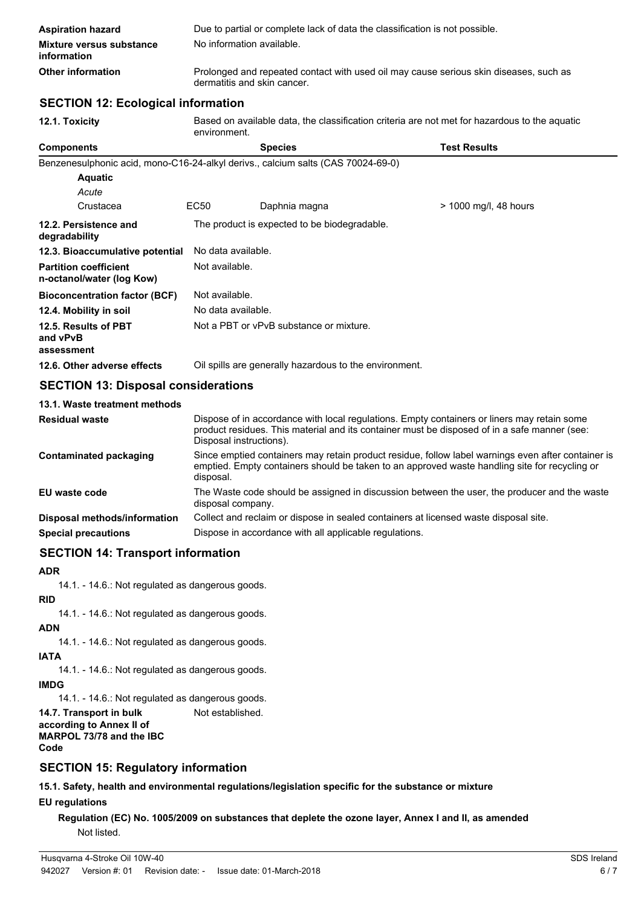| | |
|---|---|
| **Aspiration hazard** | Due to partial or complete lack of data the classification is not possible. |
| **Mixture versus substance information** | No information available. |
| **Other information** | Prolonged and repeated contact with used oil may cause serious skin diseases, such as dermatitis and skin cancer. |

## SECTION 12: Ecological information

**12.1. Toxicity** Based on available data, the classification criteria are not met for hazardous to the aquatic environment.

| Components | | Species | Test Results |
|---|---|---|---|
| Benzenesulphonic acid, mono-C16-24-alkyl derivs., calcium salts (CAS 70024-69-0) | | | |
| **Aquatic** | | | |
| *Acute* | | | |
| Crustacea | EC50 | Daphnia magna | > 1000 mg/l, 48 hours |

| | |
|---|---|
| **12.2. Persistence and degradability** | The product is expected to be biodegradable. |
| **12.3. Bioaccumulative potential** | No data available. |
| **Partition coefficient n-octanol/water (log Kow)** | Not available. |
| **Bioconcentration factor (BCF)** | Not available. |
| **12.4. Mobility in soil** | No data available. |
| **12.5. Results of PBT and vPvB assessment** | Not a PBT or vPvB substance or mixture. |
| **12.6. Other adverse effects** | Oil spills are generally hazardous to the environment. |

## SECTION 13: Disposal considerations

**13.1. Waste treatment methods**

| | |
|---|---|
| **Residual waste** | Dispose of in accordance with local regulations. Empty containers or liners may retain some product residues. This material and its container must be disposed of in a safe manner (see: Disposal instructions). |
| **Contaminated packaging** | Since emptied containers may retain product residue, follow label warnings even after container is emptied. Empty containers should be taken to an approved waste handling site for recycling or disposal. |
| **EU waste code** | The Waste code should be assigned in discussion between the user, the producer and the waste disposal company. |
| **Disposal methods/information** | Collect and reclaim or dispose in sealed containers at licensed waste disposal site. |
| **Special precautions** | Dispose in accordance with all applicable regulations. |

## SECTION 14: Transport information

**ADR**

14.1. - 14.6.: Not regulated as dangerous goods.

**RID**

14.1. - 14.6.: Not regulated as dangerous goods.

**ADN**

14.1. - 14.6.: Not regulated as dangerous goods.

**IATA**

14.1. - 14.6.: Not regulated as dangerous goods.

**IMDG**

14.1. - 14.6.: Not regulated as dangerous goods.

**14.7. Transport in bulk according to Annex II of MARPOL 73/78 and the IBC Code** Not established.

## SECTION 15: Regulatory information

**15.1. Safety, health and environmental regulations/legislation specific for the substance or mixture**

**EU regulations**

**Regulation (EC) No. 1005/2009 on substances that deplete the ozone layer, Annex I and II, as amended**

Not listed.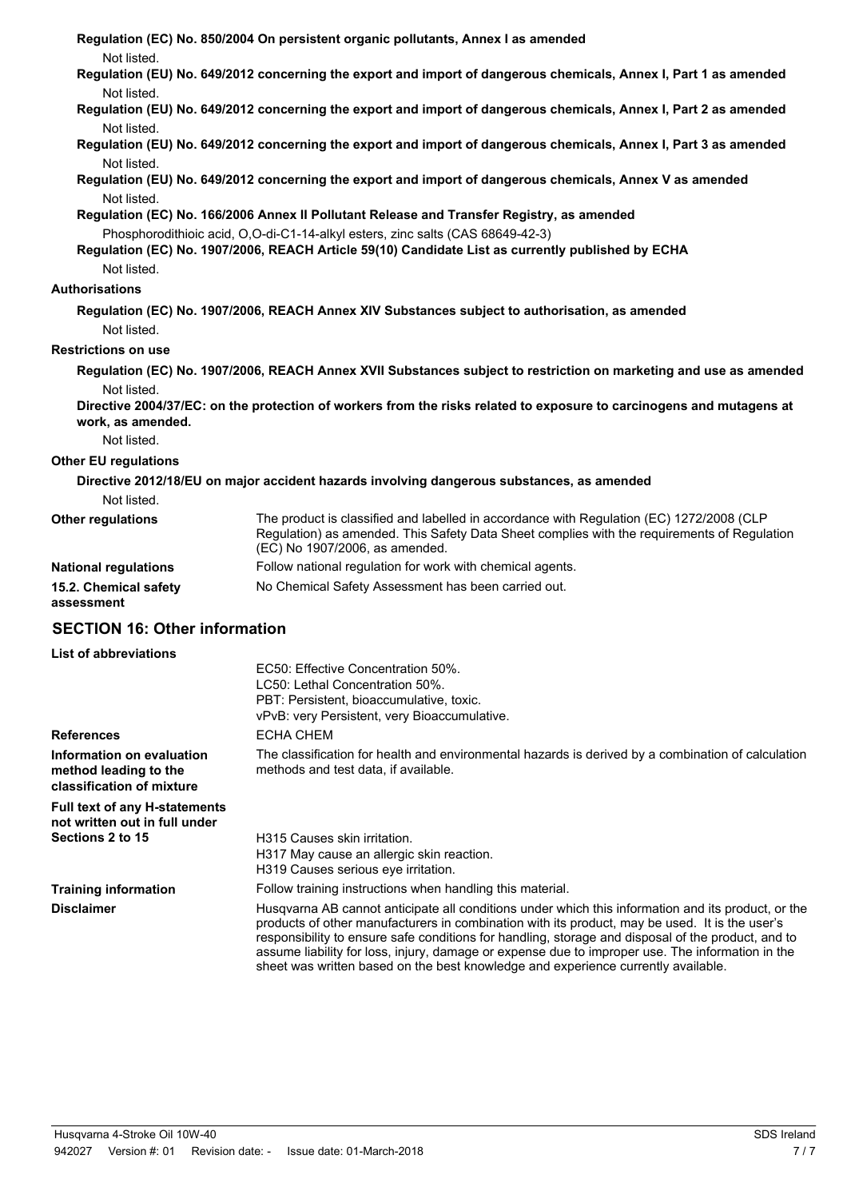**Regulation (EC) No. 850/2004 On persistent organic pollutants, Annex I as amended**

Not listed.

**Regulation (EU) No. 649/2012 concerning the export and import of dangerous chemicals, Annex I, Part 1 as amended**

Not listed.

**Regulation (EU) No. 649/2012 concerning the export and import of dangerous chemicals, Annex I, Part 2 as amended**

Not listed.

**Regulation (EU) No. 649/2012 concerning the export and import of dangerous chemicals, Annex I, Part 3 as amended**

Not listed.

**Regulation (EU) No. 649/2012 concerning the export and import of dangerous chemicals, Annex V as amended**

Not listed.

**Regulation (EC) No. 166/2006 Annex II Pollutant Release and Transfer Registry, as amended**

Phosphorodithioic acid, O,O-di-C1-14-alkyl esters, zinc salts (CAS 68649-42-3)

**Regulation (EC) No. 1907/2006, REACH Article 59(10) Candidate List as currently published by ECHA**

Not listed.

**Authorisations**

**Regulation (EC) No. 1907/2006, REACH Annex XIV Substances subject to authorisation, as amended**

Not listed.

**Restrictions on use**

**Regulation (EC) No. 1907/2006, REACH Annex XVII Substances subject to restriction on marketing and use as amended**

Not listed.

**Directive 2004/37/EC: on the protection of workers from the risks related to exposure to carcinogens and mutagens at work, as amended.**

Not listed.

**Other EU regulations**

**Directive 2012/18/EU on major accident hazards involving dangerous substances, as amended**

Not listed.

**Other regulations** — The product is classified and labelled in accordance with Regulation (EC) 1272/2008 (CLP Regulation) as amended. This Safety Data Sheet complies with the requirements of Regulation (EC) No 1907/2006, as amended.

**National regulations** — Follow national regulation for work with chemical agents.

**15.2. Chemical safety assessment** — No Chemical Safety Assessment has been carried out.

## SECTION 16: Other information

**List of abbreviations**

EC50: Effective Concentration 50%.
LC50: Lethal Concentration 50%.
PBT: Persistent, bioaccumulative, toxic.
vPvB: very Persistent, very Bioaccumulative.

**References** — ECHA CHEM

**Information on evaluation method leading to the classification of mixture** — The classification for health and environmental hazards is derived by a combination of calculation methods and test data, if available.

**Full text of any H-statements not written out in full under Sections 2 to 15**

H315 Causes skin irritation.
H317 May cause an allergic skin reaction.
H319 Causes serious eye irritation.

**Training information** — Follow training instructions when handling this material.

**Disclaimer** — Husqvarna AB cannot anticipate all conditions under which this information and its product, or the products of other manufacturers in combination with its product, may be used. It is the user's responsibility to ensure safe conditions for handling, storage and disposal of the product, and to assume liability for loss, injury, damage or expense due to improper use. The information in the sheet was written based on the best knowledge and experience currently available.